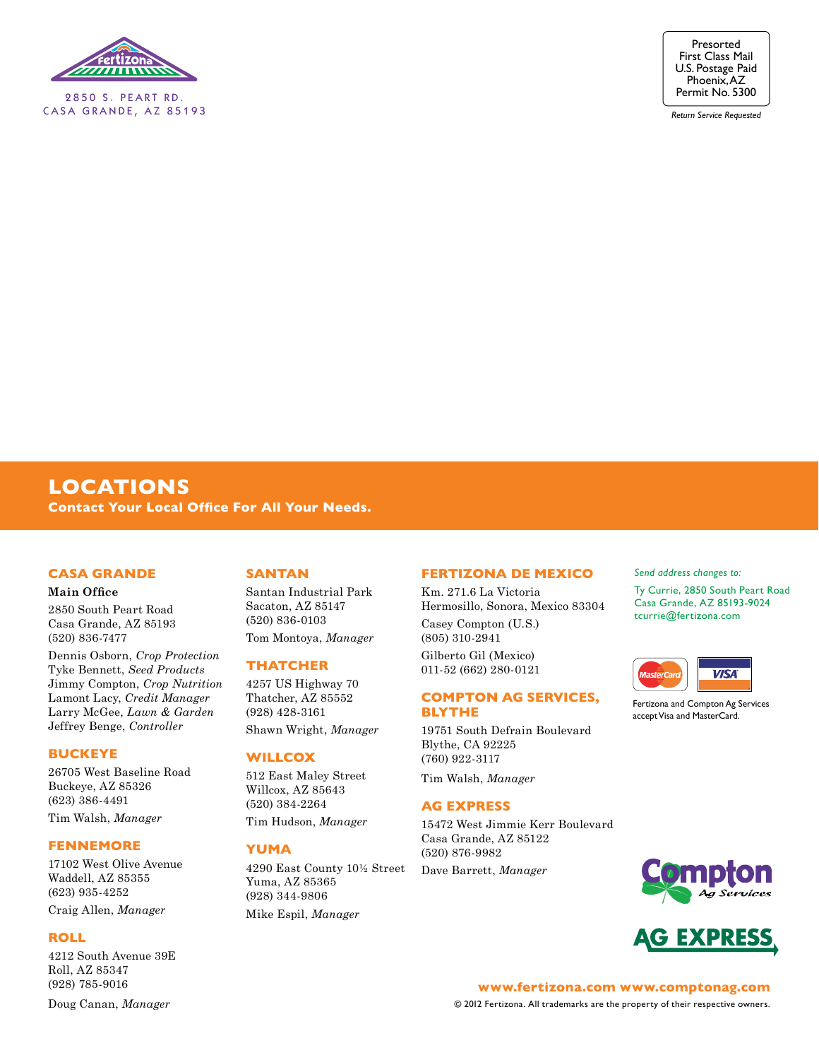Fertizona

2850 S. PEART RD.
CASA GRANDE, AZ 85193

Presorted
First Class Mail
U.S. Postage Paid
Phoenix, AZ
Permit No. 5300

*Return Service Requested*

## LOCATIONS

**Contact Your Local Office For All Your Needs.**

### CASA GRANDE

**Main Office**

2850 South Peart Road
Casa Grande, AZ 85193
(520) 836-7477

Dennis Osborn, *Crop Protection*
Tyke Bennett, *Seed Products*
Jimmy Compton, *Crop Nutrition*
Lamont Lacy, *Credit Manager*
Larry McGee, *Lawn & Garden*
Jeffrey Benge, *Controller*

### BUCKEYE

26705 West Baseline Road
Buckeye, AZ 85326
(623) 386-4491

Tim Walsh, *Manager*

### FENNEMORE

17102 West Olive Avenue
Waddell, AZ 85355
(623) 935-4252

Craig Allen, *Manager*

### ROLL

4212 South Avenue 39E
Roll, AZ 85347
(928) 785-9016

Doug Canan, *Manager*

### SANTAN

Santan Industrial Park
Sacaton, AZ 85147
(520) 836-0103

Tom Montoya, *Manager*

### THATCHER

4257 US Highway 70
Thatcher, AZ 85552
(928) 428-3161

Shawn Wright, *Manager*

### WILLCOX

512 East Maley Street
Willcox, AZ 85643
(520) 384-2264

Tim Hudson, *Manager*

### YUMA

4290 East County 10½ Street
Yuma, AZ 85365
(928) 344-9806

Mike Espil, *Manager*

### FERTIZONA DE MEXICO

Km. 271.6 La Victoria
Hermosillo, Sonora, Mexico 83304

Casey Compton (U.S.)
(805) 310-2941

Gilberto Gil (Mexico)
011-52 (662) 280-0121

### COMPTON AG SERVICES, BLYTHE

19751 South Defrain Boulevard
Blythe, CA 92225
(760) 922-3117

Tim Walsh, *Manager*

### AG EXPRESS

15472 West Jimmie Kerr Boulevard
Casa Grande, AZ 85122
(520) 876-9982

Dave Barrett, *Manager*

*Send address changes to:*

Ty Currie, 2850 South Peart Road
Casa Grande, AZ 85193-9024
tcurrie@fertizona.com

Fertizona and Compton Ag Services accept Visa and MasterCard.

Compton Ag Services

AG EXPRESS

**www.fertizona.com www.comptonag.com**

© 2012 Fertizona. All trademarks are the property of their respective owners.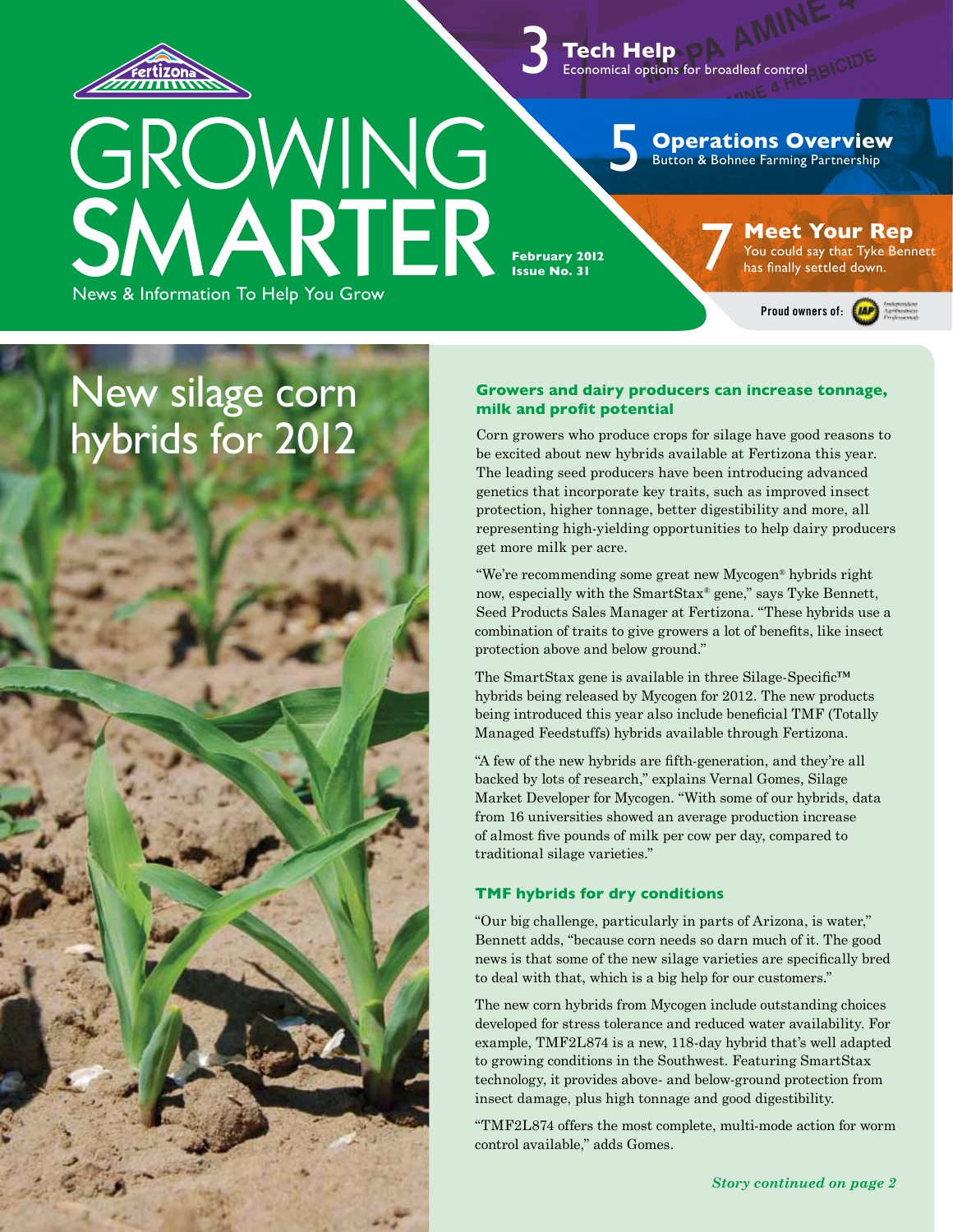# GROWING SMARTER

News & Information To Help You Grow

**February 2012**
**Issue No. 31**

**3 Tech Help** Economical options for broadleaf control

**5 Operations Overview** Button & Bohnee Farming Partnership

**7 Meet Your Rep** You could say that Tyke Bennett has finally settled down.

Proud owners of: IAP Independent Agribusiness Professionals

## New silage corn hybrids for 2012

### Growers and dairy producers can increase tonnage, milk and profit potential

Corn growers who produce crops for silage have good reasons to be excited about new hybrids available at Fertizona this year. The leading seed producers have been introducing advanced genetics that incorporate key traits, such as improved insect protection, higher tonnage, better digestibility and more, all representing high-yielding opportunities to help dairy producers get more milk per acre.

"We're recommending some great new Mycogen® hybrids right now, especially with the SmartStax® gene," says Tyke Bennett, Seed Products Sales Manager at Fertizona. "These hybrids use a combination of traits to give growers a lot of benefits, like insect protection above and below ground."

The SmartStax gene is available in three Silage-Specific™ hybrids being released by Mycogen for 2012. The new products being introduced this year also include beneficial TMF (Totally Managed Feedstuffs) hybrids available through Fertizona.

"A few of the new hybrids are fifth-generation, and they're all backed by lots of research," explains Vernal Gomes, Silage Market Developer for Mycogen. "With some of our hybrids, data from 16 universities showed an average production increase of almost five pounds of milk per cow per day, compared to traditional silage varieties."

### TMF hybrids for dry conditions

"Our big challenge, particularly in parts of Arizona, is water," Bennett adds, "because corn needs so darn much of it. The good news is that some of the new silage varieties are specifically bred to deal with that, which is a big help for our customers."

The new corn hybrids from Mycogen include outstanding choices developed for stress tolerance and reduced water availability. For example, TMF2L874 is a new, 118-day hybrid that's well adapted to growing conditions in the Southwest. Featuring SmartStax technology, it provides above- and below-ground protection from insect damage, plus high tonnage and good digestibility.

"TMF2L874 offers the most complete, multi-mode action for worm control available," adds Gomes.

***Story continued on page 2***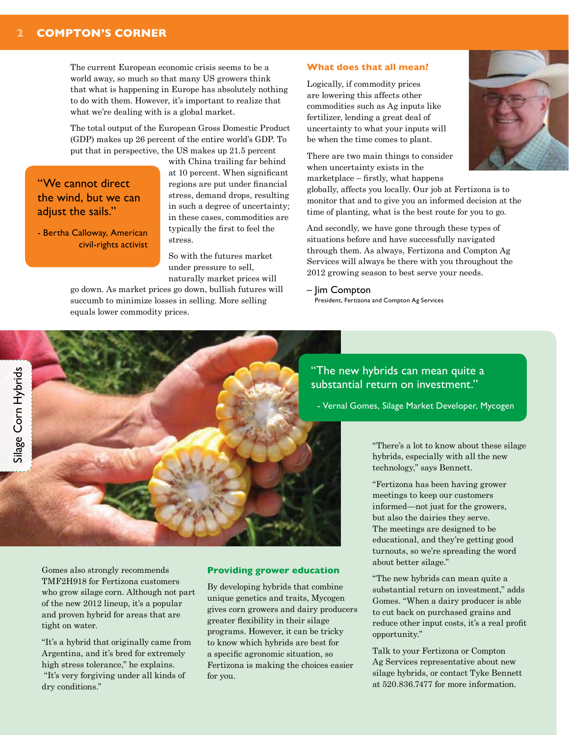# COMPTON'S CORNER

The current European economic crisis seems to be a world away, so much so that many US growers think that what is happening in Europe has absolutely nothing to do with them. However, it's important to realize that what we're dealing with is a global market.

The total output of the European Gross Domestic Product (GDP) makes up 26 percent of the entire world's GDP. To put that in perspective, the US makes up 21.5 percent with China trailing far behind at 10 percent. When significant regions are put under financial stress, demand drops, resulting in such a degree of uncertainty; in these cases, commodities are typically the first to feel the stress.

> "We cannot direct the wind, but we can adjust the sails."
>
> - Bertha Calloway, American civil-rights activist

So with the futures market under pressure to sell, naturally market prices will go down. As market prices go down, bullish futures will succumb to minimize losses in selling. More selling equals lower commodity prices.

### What does that all mean?

Logically, if commodity prices are lowering this affects other commodities such as Ag inputs like fertilizer, lending a great deal of uncertainty to what your inputs will be when the time comes to plant.

There are two main things to consider when uncertainty exists in the marketplace – firstly, what happens globally, affects you locally. Our job at Fertizona is to monitor that and to give you an informed decision at the time of planting, what is the best route for you to go.

And secondly, we have gone through these types of situations before and have successfully navigated through them. As always, Fertizona and Compton Ag Services will always be there with you throughout the 2012 growing season to best serve your needs.

– Jim Compton
President, Fertizona and Compton Ag Services

## Silage Corn Hybrids

> "The new hybrids can mean quite a substantial return on investment."
>
> - Vernal Gomes, Silage Market Developer, Mycogen

Gomes also strongly recommends TMF2H918 for Fertizona customers who grow silage corn. Although not part of the new 2012 lineup, it's a popular and proven hybrid for areas that are tight on water.

"It's a hybrid that originally came from Argentina, and it's bred for extremely high stress tolerance," he explains. "It's very forgiving under all kinds of dry conditions."

### Providing grower education

By developing hybrids that combine unique genetics and traits, Mycogen gives corn growers and dairy producers greater flexibility in their silage programs. However, it can be tricky to know which hybrids are best for a specific agronomic situation, so Fertizona is making the choices easier for you.

"There's a lot to know about these silage hybrids, especially with all the new technology," says Bennett.

"Fertizona has been having grower meetings to keep our customers informed—not just for the growers, but also the dairies they serve. The meetings are designed to be educational, and they're getting good turnouts, so we're spreading the word about better silage."

"The new hybrids can mean quite a substantial return on investment," adds Gomes. "When a dairy producer is able to cut back on purchased grains and reduce other input costs, it's a real profit opportunity."

Talk to your Fertizona or Compton Ag Services representative about new silage hybrids, or contact Tyke Bennett at 520.836.7477 for more information.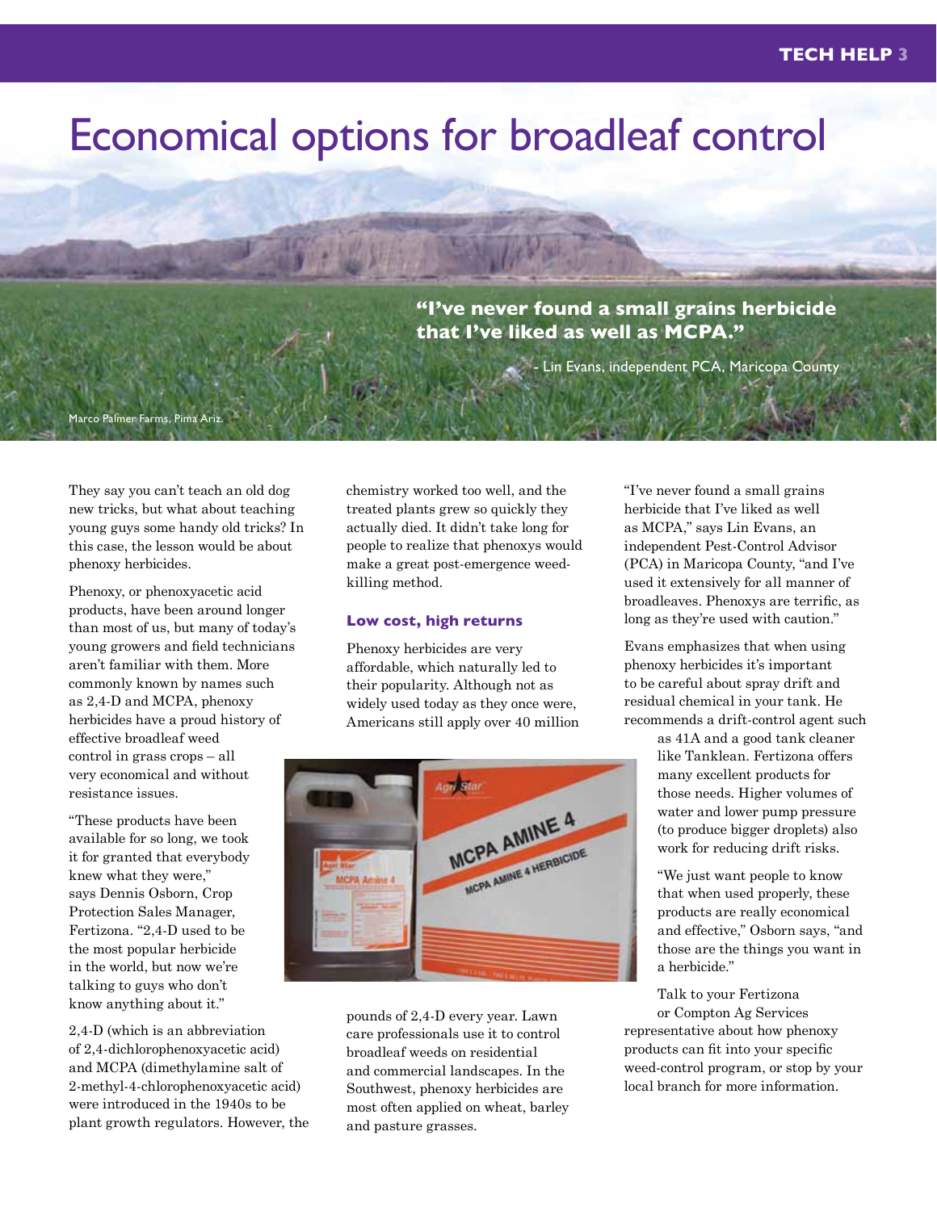# Economical options for broadleaf control

**"I've never found a small grains herbicide that I've liked as well as MCPA."**

\- Lin Evans, independent PCA, Maricopa County

Marco Palmer Farms, Pima Ariz.

They say you can't teach an old dog new tricks, but what about teaching young guys some handy old tricks? In this case, the lesson would be about phenoxy herbicides.

Phenoxy, or phenoxyacetic acid products, have been around longer than most of us, but many of today's young growers and field technicians aren't familiar with them. More commonly known by names such as 2,4-D and MCPA, phenoxy herbicides have a proud history of effective broadleaf weed control in grass crops – all very economical and without resistance issues.

"These products have been available for so long, we took it for granted that everybody knew what they were," says Dennis Osborn, Crop Protection Sales Manager, Fertizona. "2,4-D used to be the most popular herbicide in the world, but now we're talking to guys who don't know anything about it."

2,4-D (which is an abbreviation of 2,4-dichlorophenoxyacetic acid) and MCPA (dimethylamine salt of 2-methyl-4-chlorophenoxyacetic acid) were introduced in the 1940s to be plant growth regulators. However, the chemistry worked too well, and the treated plants grew so quickly they actually died. It didn't take long for people to realize that phenoxys would make a great post-emergence weed-killing method.

### Low cost, high returns

Phenoxy herbicides are very affordable, which naturally led to their popularity. Although not as widely used today as they once were, Americans still apply over 40 million pounds of 2,4-D every year. Lawn care professionals use it to control broadleaf weeds on residential and commercial landscapes. In the Southwest, phenoxy herbicides are most often applied on wheat, barley and pasture grasses.

"I've never found a small grains herbicide that I've liked as well as MCPA," says Lin Evans, an independent Pest-Control Advisor (PCA) in Maricopa County, "and I've used it extensively for all manner of broadleaves. Phenoxys are terrific, as long as they're used with caution."

Evans emphasizes that when using phenoxy herbicides it's important to be careful about spray drift and residual chemical in your tank. He recommends a drift-control agent such as 41A and a good tank cleaner like Tanklean. Fertizona offers many excellent products for those needs. Higher volumes of water and lower pump pressure (to produce bigger droplets) also work for reducing drift risks.

"We just want people to know that when used properly, these products are really economical and effective," Osborn says, "and those are the things you want in a herbicide."

Talk to your Fertizona or Compton Ag Services representative about how phenoxy products can fit into your specific weed-control program, or stop by your local branch for more information.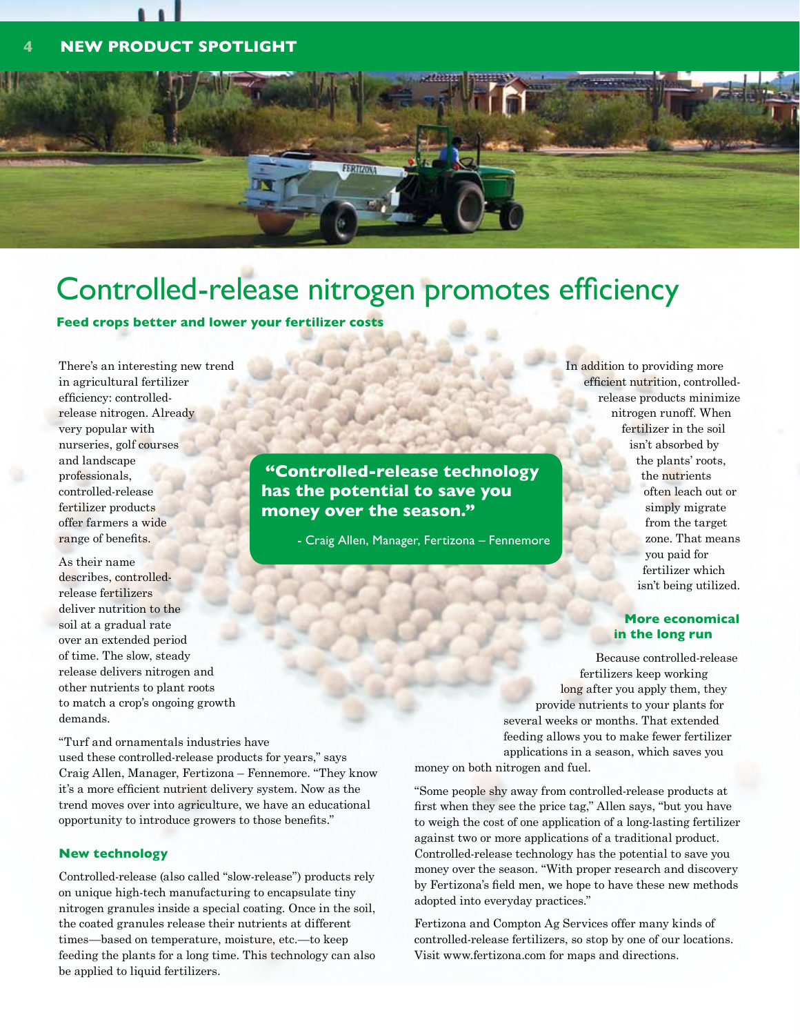# Controlled-release nitrogen promotes efficiency

**Feed crops better and lower your fertilizer costs**

There's an interesting new trend in agricultural fertilizer efficiency: controlled-release nitrogen. Already very popular with nurseries, golf courses and landscape professionals, controlled-release fertilizer products offer farmers a wide range of benefits.

As their name describes, controlled-release fertilizers deliver nutrition to the soil at a gradual rate over an extended period of time. The slow, steady release delivers nitrogen and other nutrients to plant roots to match a crop's ongoing growth demands.

"Turf and ornamentals industries have used these controlled-release products for years," says Craig Allen, Manager, Fertizona – Fennemore. "They know it's a more efficient nutrient delivery system. Now as the trend moves over into agriculture, we have an educational opportunity to introduce growers to those benefits."

> **"Controlled-release technology has the potential to save you money over the season."**
>
> - Craig Allen, Manager, Fertizona – Fennemore

### New technology

Controlled-release (also called "slow-release") products rely on unique high-tech manufacturing to encapsulate tiny nitrogen granules inside a special coating. Once in the soil, the coated granules release their nutrients at different times—based on temperature, moisture, etc.—to keep feeding the plants for a long time. This technology can also be applied to liquid fertilizers.

In addition to providing more efficient nutrition, controlled-release products minimize nitrogen runoff. When fertilizer in the soil isn't absorbed by the plants' roots, the nutrients often leach out or simply migrate from the target zone. That means you paid for fertilizer which isn't being utilized.

### More economical in the long run

Because controlled-release fertilizers keep working long after you apply them, they provide nutrients to your plants for several weeks or months. That extended feeding allows you to make fewer fertilizer applications in a season, which saves you money on both nitrogen and fuel.

"Some people shy away from controlled-release products at first when they see the price tag," Allen says, "but you have to weigh the cost of one application of a long-lasting fertilizer against two or more applications of a traditional product. Controlled-release technology has the potential to save you money over the season. "With proper research and discovery by Fertizona's field men, we hope to have these new methods adopted into everyday practices."

Fertizona and Compton Ag Services offer many kinds of controlled-release fertilizers, so stop by one of our locations. Visit www.fertizona.com for maps and directions.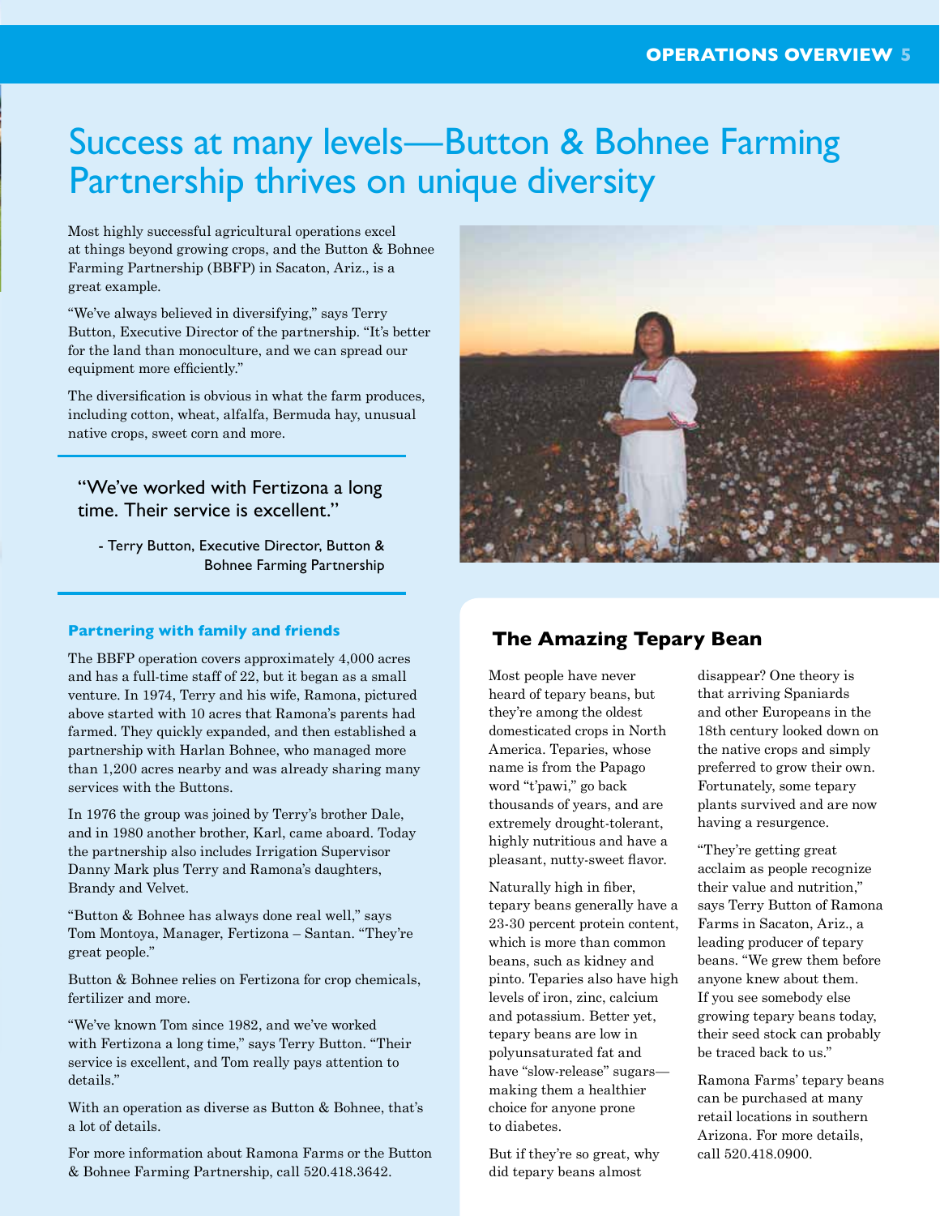# Success at many levels—Button & Bohnee Farming Partnership thrives on unique diversity

Most highly successful agricultural operations excel at things beyond growing crops, and the Button & Bohnee Farming Partnership (BBFP) in Sacaton, Ariz., is a great example.

"We've always believed in diversifying," says Terry Button, Executive Director of the partnership. "It's better for the land than monoculture, and we can spread our equipment more efficiently."

The diversification is obvious in what the farm produces, including cotton, wheat, alfalfa, Bermuda hay, unusual native crops, sweet corn and more.

> "We've worked with Fertizona a long time. Their service is excellent."
>
> - Terry Button, Executive Director, Button & Bohnee Farming Partnership

### Partnering with family and friends

The BBFP operation covers approximately 4,000 acres and has a full-time staff of 22, but it began as a small venture. In 1974, Terry and his wife, Ramona, pictured above started with 10 acres that Ramona's parents had farmed. They quickly expanded, and then established a partnership with Harlan Bohnee, who managed more than 1,200 acres nearby and was already sharing many services with the Buttons.

In 1976 the group was joined by Terry's brother Dale, and in 1980 another brother, Karl, came aboard. Today the partnership also includes Irrigation Supervisor Danny Mark plus Terry and Ramona's daughters, Brandy and Velvet.

"Button & Bohnee has always done real well," says Tom Montoya, Manager, Fertizona – Santan. "They're great people."

Button & Bohnee relies on Fertizona for crop chemicals, fertilizer and more.

"We've known Tom since 1982, and we've worked with Fertizona a long time," says Terry Button. "Their service is excellent, and Tom really pays attention to details."

With an operation as diverse as Button & Bohnee, that's a lot of details.

For more information about Ramona Farms or the Button & Bohnee Farming Partnership, call 520.418.3642.

## The Amazing Tepary Bean

Most people have never heard of tepary beans, but they're among the oldest domesticated crops in North America. Teparies, whose name is from the Papago word "t'pawi," go back thousands of years, and are extremely drought-tolerant, highly nutritious and have a pleasant, nutty-sweet flavor.

Naturally high in fiber, tepary beans generally have a 23-30 percent protein content, which is more than common beans, such as kidney and pinto. Teparies also have high levels of iron, zinc, calcium and potassium. Better yet, tepary beans are low in polyunsaturated fat and have "slow-release" sugars—making them a healthier choice for anyone prone to diabetes.

But if they're so great, why did tepary beans almost disappear? One theory is that arriving Spaniards and other Europeans in the 18th century looked down on the native crops and simply preferred to grow their own. Fortunately, some tepary plants survived and are now having a resurgence.

"They're getting great acclaim as people recognize their value and nutrition," says Terry Button of Ramona Farms in Sacaton, Ariz., a leading producer of tepary beans. "We grew them before anyone knew about them. If you see somebody else growing tepary beans today, their seed stock can probably be traced back to us."

Ramona Farms' tepary beans can be purchased at many retail locations in southern Arizona. For more details, call 520.418.0900.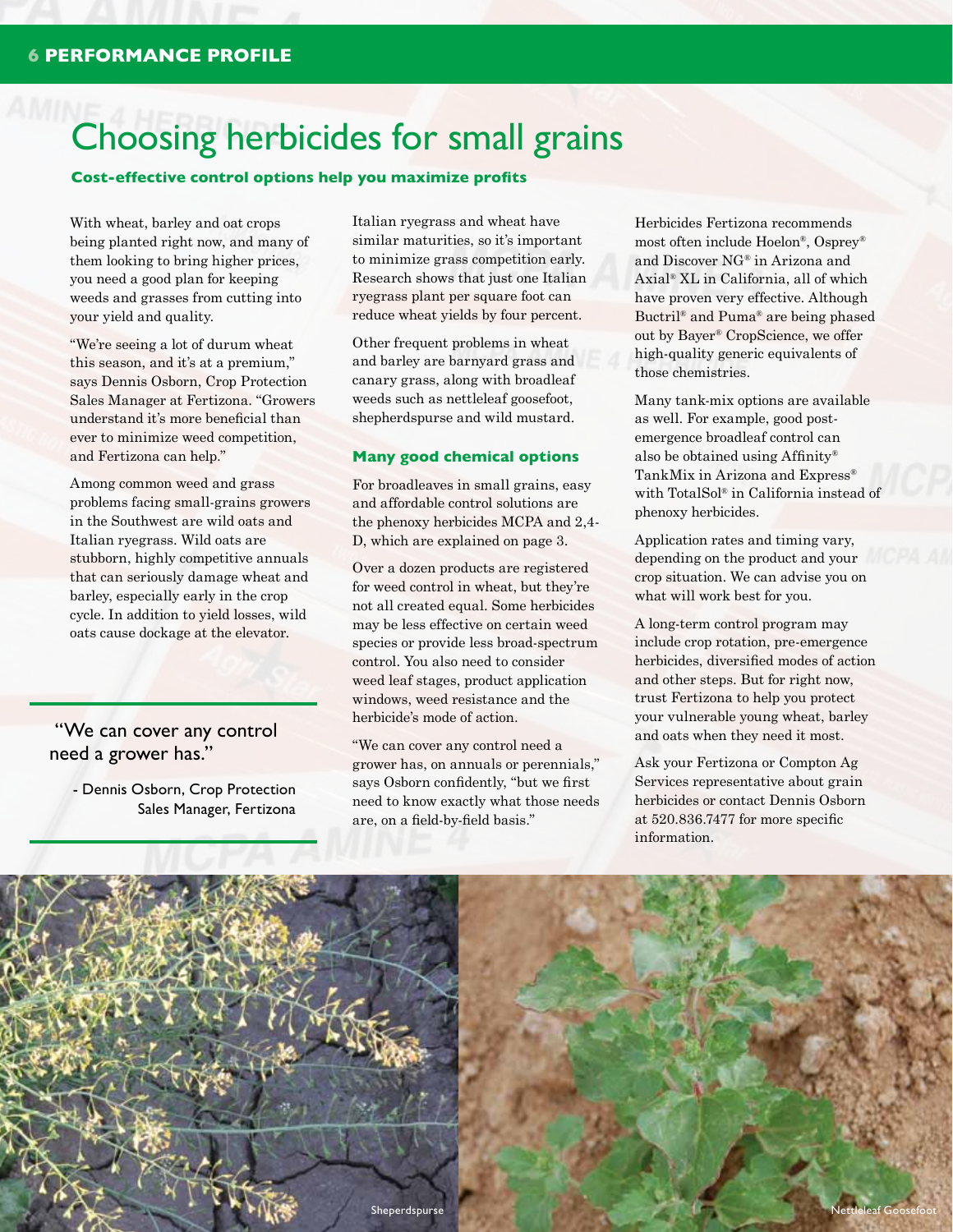# Choosing herbicides for small grains

**Cost-effective control options help you maximize profits**

With wheat, barley and oat crops being planted right now, and many of them looking to bring higher prices, you need a good plan for keeping weeds and grasses from cutting into your yield and quality.

"We're seeing a lot of durum wheat this season, and it's at a premium," says Dennis Osborn, Crop Protection Sales Manager at Fertizona. "Growers understand it's more beneficial than ever to minimize weed competition, and Fertizona can help."

Among common weed and grass problems facing small-grains growers in the Southwest are wild oats and Italian ryegrass. Wild oats are stubborn, highly competitive annuals that can seriously damage wheat and barley, especially early in the crop cycle. In addition to yield losses, wild oats cause dockage at the elevator.

> "We can cover any control need a grower has."
>
> - Dennis Osborn, Crop Protection Sales Manager, Fertizona

Italian ryegrass and wheat have similar maturities, so it's important to minimize grass competition early. Research shows that just one Italian ryegrass plant per square foot can reduce wheat yields by four percent.

Other frequent problems in wheat and barley are barnyard grass and canary grass, along with broadleaf weeds such as nettleleaf goosefoot, shepherdspurse and wild mustard.

### Many good chemical options

For broadleaves in small grains, easy and affordable control solutions are the phenoxy herbicides MCPA and 2,4-D, which are explained on page 3.

Over a dozen products are registered for weed control in wheat, but they're not all created equal. Some herbicides may be less effective on certain weed species or provide less broad-spectrum control. You also need to consider weed leaf stages, product application windows, weed resistance and the herbicide's mode of action.

"We can cover any control need a grower has, on annuals or perennials," says Osborn confidently, "but we first need to know exactly what those needs are, on a field-by-field basis."

Herbicides Fertizona recommends most often include Hoelon®, Osprey® and Discover NG® in Arizona and Axial® XL in California, all of which have proven very effective. Although Buctril® and Puma® are being phased out by Bayer® CropScience, we offer high-quality generic equivalents of those chemistries.

Many tank-mix options are available as well. For example, good post-emergence broadleaf control can also be obtained using Affinity® TankMix in Arizona and Express® with TotalSol® in California instead of phenoxy herbicides.

Application rates and timing vary, depending on the product and your crop situation. We can advise you on what will work best for you.

A long-term control program may include crop rotation, pre-emergence herbicides, diversified modes of action and other steps. But for right now, trust Fertizona to help you protect your vulnerable young wheat, barley and oats when they need it most.

Ask your Fertizona or Compton Ag Services representative about grain herbicides or contact Dennis Osborn at 520.836.7477 for more specific information.

Sheperdspurse

Nettleleaf Goosefoot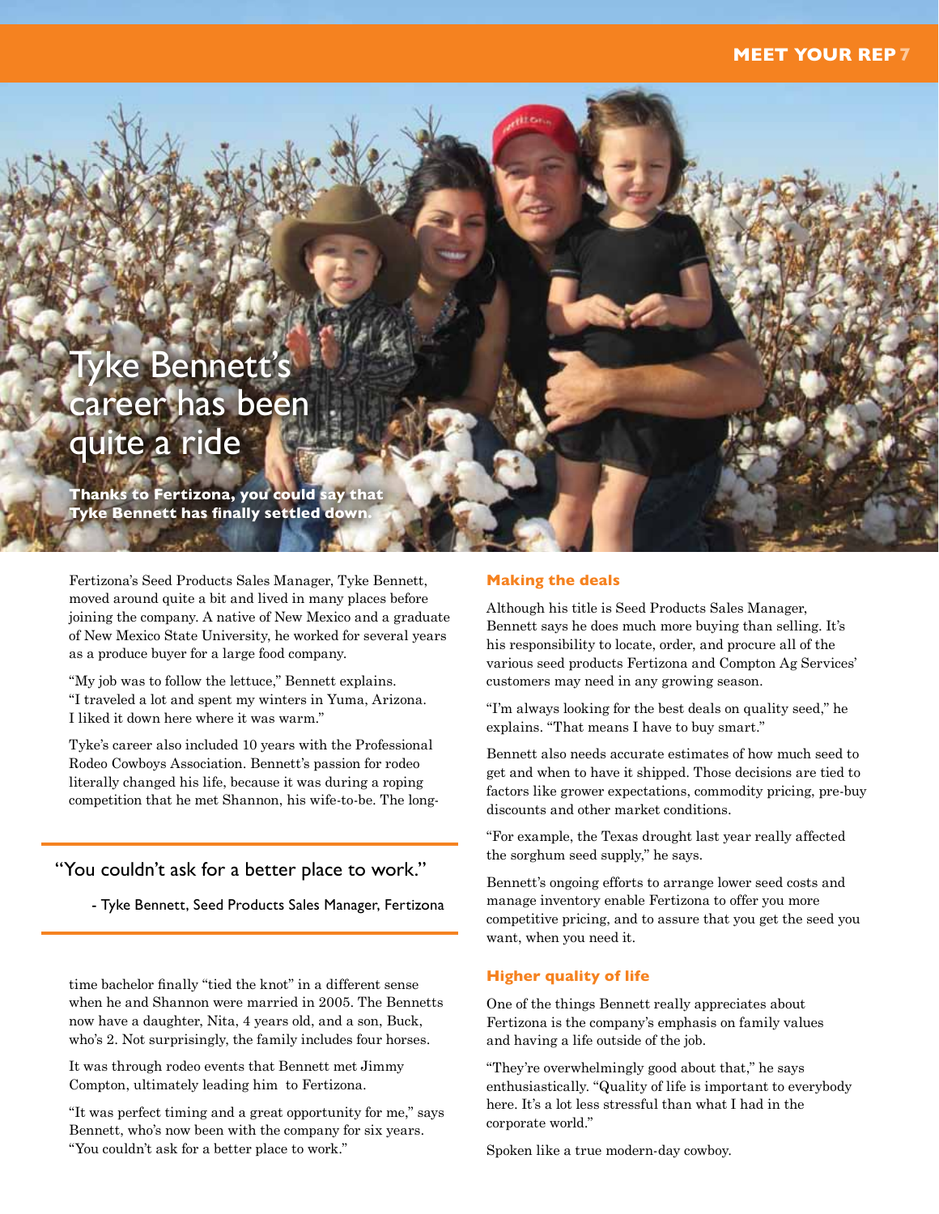# Tyke Bennett's career has been quite a ride

**Thanks to Fertizona, you could say that Tyke Bennett has finally settled down.**

Fertizona's Seed Products Sales Manager, Tyke Bennett, moved around quite a bit and lived in many places before joining the company. A native of New Mexico and a graduate of New Mexico State University, he worked for several years as a produce buyer for a large food company.

"My job was to follow the lettuce," Bennett explains. "I traveled a lot and spent my winters in Yuma, Arizona. I liked it down here where it was warm."

Tyke's career also included 10 years with the Professional Rodeo Cowboys Association. Bennett's passion for rodeo literally changed his life, because it was during a roping competition that he met Shannon, his wife-to-be. The long-time bachelor finally "tied the knot" in a different sense when he and Shannon were married in 2005. The Bennetts now have a daughter, Nita, 4 years old, and a son, Buck, who's 2. Not surprisingly, the family includes four horses.

> "You couldn't ask for a better place to work."
>
> - Tyke Bennett, Seed Products Sales Manager, Fertizona

It was through rodeo events that Bennett met Jimmy Compton, ultimately leading him to Fertizona.

"It was perfect timing and a great opportunity for me," says Bennett, who's now been with the company for six years. "You couldn't ask for a better place to work."

## Making the deals

Although his title is Seed Products Sales Manager, Bennett says he does much more buying than selling. It's his responsibility to locate, order, and procure all of the various seed products Fertizona and Compton Ag Services' customers may need in any growing season.

"I'm always looking for the best deals on quality seed," he explains. "That means I have to buy smart."

Bennett also needs accurate estimates of how much seed to get and when to have it shipped. Those decisions are tied to factors like grower expectations, commodity pricing, pre-buy discounts and other market conditions.

"For example, the Texas drought last year really affected the sorghum seed supply," he says.

Bennett's ongoing efforts to arrange lower seed costs and manage inventory enable Fertizona to offer you more competitive pricing, and to assure that you get the seed you want, when you need it.

## Higher quality of life

One of the things Bennett really appreciates about Fertizona is the company's emphasis on family values and having a life outside of the job.

"They're overwhelmingly good about that," he says enthusiastically. "Quality of life is important to everybody here. It's a lot less stressful than what I had in the corporate world."

Spoken like a true modern-day cowboy.